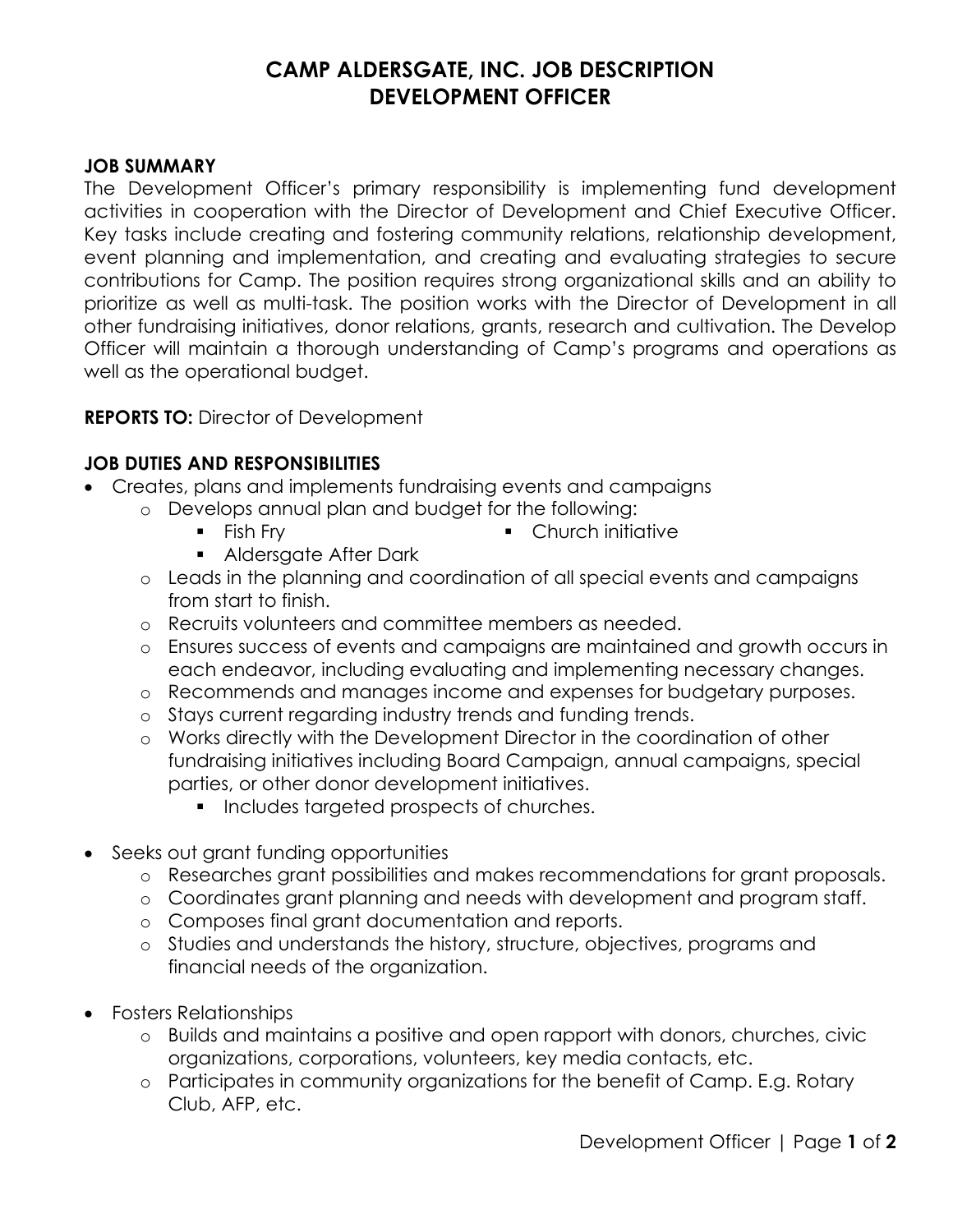# CAMP ALDERSGATE, INC. JOB DESCRIPTION
# DEVELOPMENT OFFICER

**JOB SUMMARY**

The Development Officer's primary responsibility is implementing fund development activities in cooperation with the Director of Development and Chief Executive Officer. Key tasks include creating and fostering community relations, relationship development, event planning and implementation, and creating and evaluating strategies to secure contributions for Camp. The position requires strong organizational skills and an ability to prioritize as well as multi-task. The position works with the Director of Development in all other fundraising initiatives, donor relations, grants, research and cultivation. The Develop Officer will maintain a thorough understanding of Camp's programs and operations as well as the operational budget.

**REPORTS TO:** Director of Development

**JOB DUTIES AND RESPONSIBILITIES**

- Creates, plans and implements fundraising events and campaigns
  - Develops annual plan and budget for the following:
    - Fish Fry
    - Church initiative
    - Aldersgate After Dark
  - Leads in the planning and coordination of all special events and campaigns from start to finish.
  - Recruits volunteers and committee members as needed.
  - Ensures success of events and campaigns are maintained and growth occurs in each endeavor, including evaluating and implementing necessary changes.
  - Recommends and manages income and expenses for budgetary purposes.
  - Stays current regarding industry trends and funding trends.
  - Works directly with the Development Director in the coordination of other fundraising initiatives including Board Campaign, annual campaigns, special parties, or other donor development initiatives.
    - Includes targeted prospects of churches.

- Seeks out grant funding opportunities
  - Researches grant possibilities and makes recommendations for grant proposals.
  - Coordinates grant planning and needs with development and program staff.
  - Composes final grant documentation and reports.
  - Studies and understands the history, structure, objectives, programs and financial needs of the organization.

- Fosters Relationships
  - Builds and maintains a positive and open rapport with donors, churches, civic organizations, corporations, volunteers, key media contacts, etc.
  - Participates in community organizations for the benefit of Camp. E.g. Rotary Club, AFP, etc.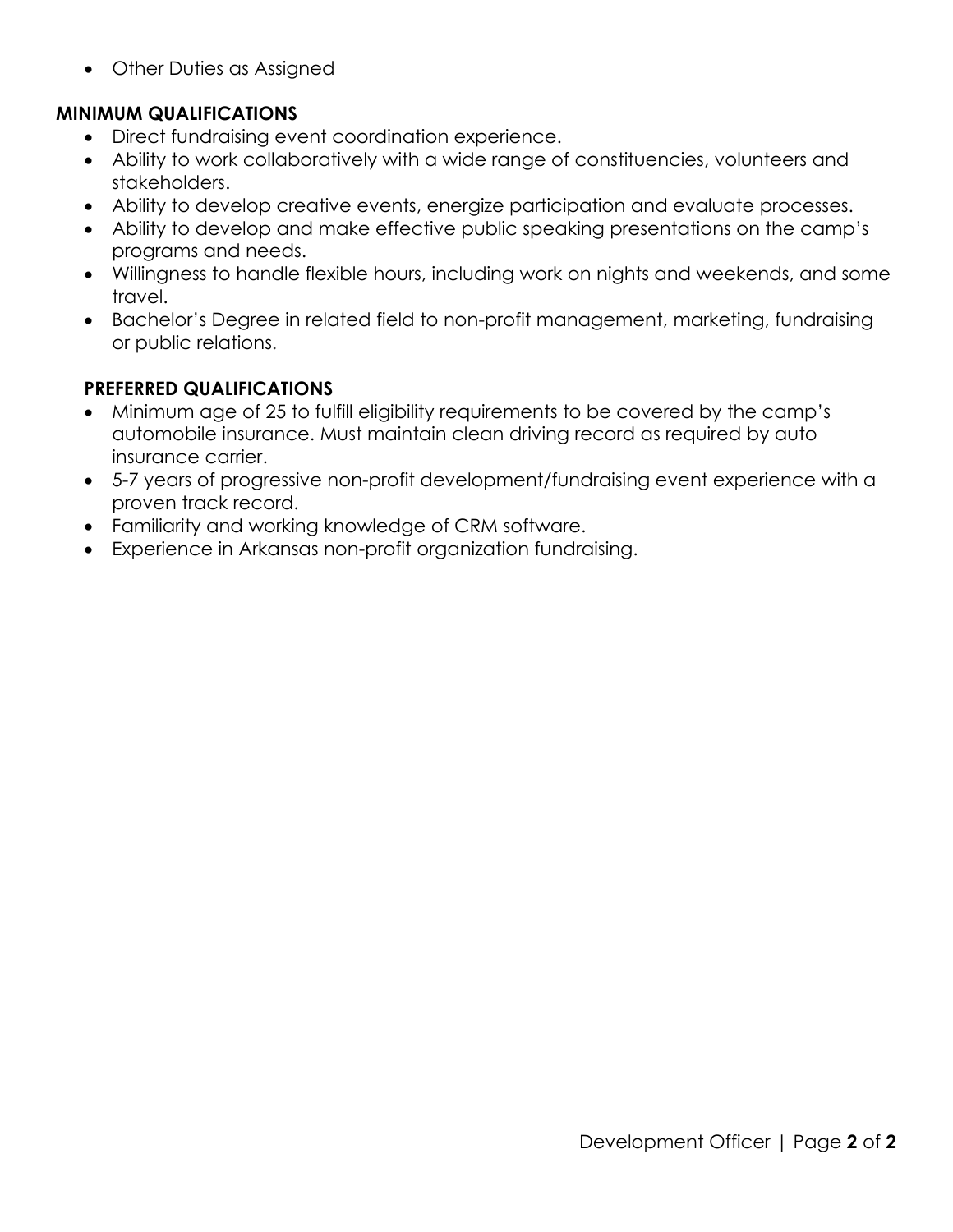- Other Duties as Assigned

### MINIMUM QUALIFICATIONS

- Direct fundraising event coordination experience.
- Ability to work collaboratively with a wide range of constituencies, volunteers and stakeholders.
- Ability to develop creative events, energize participation and evaluate processes.
- Ability to develop and make effective public speaking presentations on the camp's programs and needs.
- Willingness to handle flexible hours, including work on nights and weekends, and some travel.
- Bachelor's Degree in related field to non-profit management, marketing, fundraising or public relations.

### PREFERRED QUALIFICATIONS

- Minimum age of 25 to fulfill eligibility requirements to be covered by the camp's automobile insurance. Must maintain clean driving record as required by auto insurance carrier.
- 5-7 years of progressive non-profit development/fundraising event experience with a proven track record.
- Familiarity and working knowledge of CRM software.
- Experience in Arkansas non-profit organization fundraising.